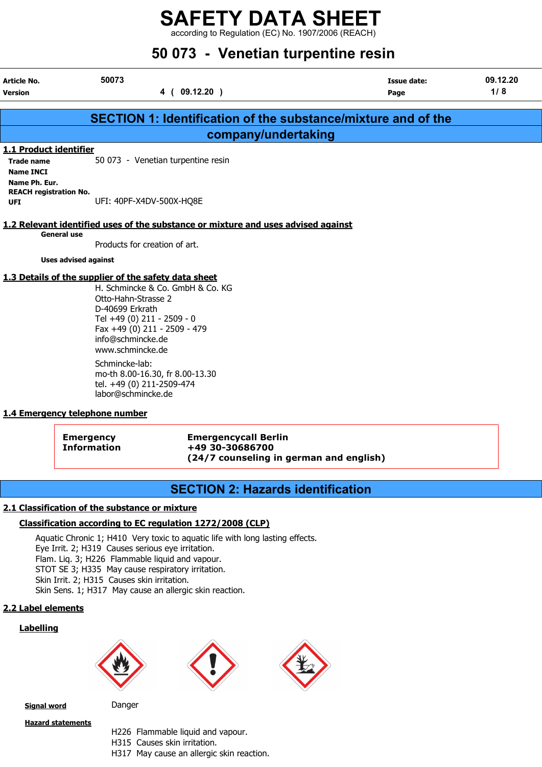# SAFETY DATA SHEET

according to Regulation (EC) No. 1907/2006 (REACH)

# 50 073 - Venetian turpentine resin

| Article No. | 50073 | Issue date: | 09.12.20 |
|---|---|---|---|
| Version | 4 ( 09.12.20 ) | Page | 1/ 8 |

## SECTION 1: Identification of the substance/mixture and of the company/undertaking

### 1.1 Product identifier

**Trade name** 50 073 - Venetian turpentine resin

**Name INCI**

**Name Ph. Eur.**

**REACH registration No.**

**UFI** UFI: 40PF-X4DV-500X-HQ8E

### 1.2 Relevant identified uses of the substance or mixture and uses advised against

**General use**

Products for creation of art.

**Uses advised against**

### 1.3 Details of the supplier of the safety data sheet

H. Schmincke & Co. GmbH & Co. KG
Otto-Hahn-Strasse 2
D-40699 Erkrath
Tel +49 (0) 211 - 2509 - 0
Fax +49 (0) 211 - 2509 - 479
info@schmincke.de
www.schmincke.de

Schmincke-lab:
mo-th 8.00-16.30, fr 8.00-13.30
tel. +49 (0) 211-2509-474
labor@schmincke.de

### 1.4 Emergency telephone number

| **Emergency Information** | **Emergencycall Berlin**<br>**+49 30-30686700**<br>**(24/7 counseling in german and english)** |
|---|---|

## SECTION 2: Hazards identification

### 2.1 Classification of the substance or mixture

**Classification according to EC regulation 1272/2008 (CLP)**

Aquatic Chronic 1; H410 Very toxic to aquatic life with long lasting effects.
Eye Irrit. 2; H319 Causes serious eye irritation.
Flam. Liq. 3; H226 Flammable liquid and vapour.
STOT SE 3; H335 May cause respiratory irritation.
Skin Irrit. 2; H315 Causes skin irritation.
Skin Sens. 1; H317 May cause an allergic skin reaction.

### 2.2 Label elements

**Labelling**

**Signal word** Danger

**Hazard statements**

H226 Flammable liquid and vapour.
H315 Causes skin irritation.
H317 May cause an allergic skin reaction.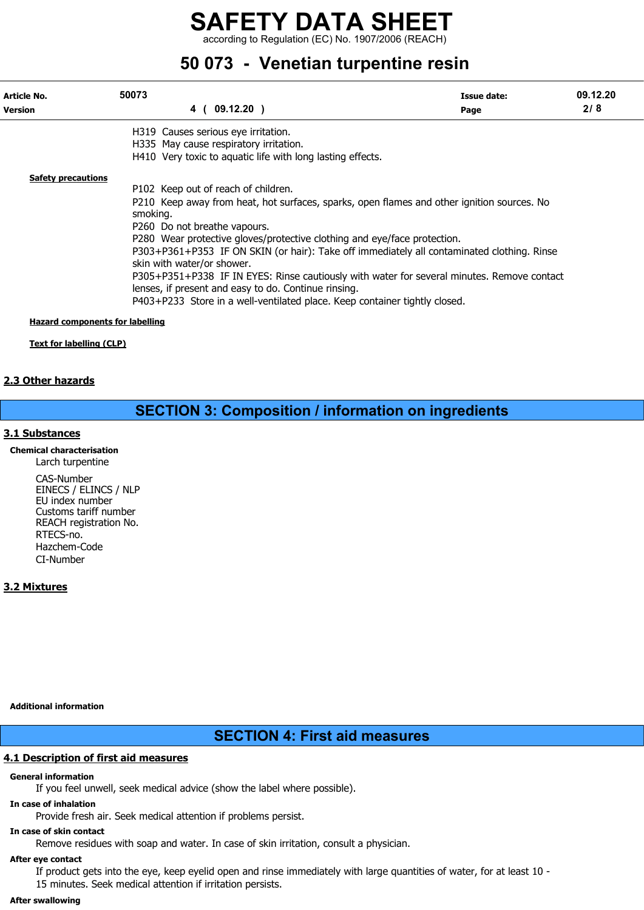H319 Causes serious eye irritation.
H335 May cause respiratory irritation.
H410 Very toxic to aquatic life with long lasting effects.

**Safety precautions**

P102 Keep out of reach of children.
P210 Keep away from heat, hot surfaces, sparks, open flames and other ignition sources. No smoking.
P260 Do not breathe vapours.
P280 Wear protective gloves/protective clothing and eye/face protection.
P303+P361+P353 IF ON SKIN (or hair): Take off immediately all contaminated clothing. Rinse skin with water/or shower.
P305+P351+P338 IF IN EYES: Rinse cautiously with water for several minutes. Remove contact lenses, if present and easy to do. Continue rinsing.
P403+P233 Store in a well-ventilated place. Keep container tightly closed.

**Hazard components for labelling**

**Text for labelling (CLP)**

### 2.3 Other hazards

## SECTION 3: Composition / information on ingredients

### 3.1 Substances

**Chemical characterisation**

Larch turpentine

CAS-Number
EINECS / ELINCS / NLP
EU index number
Customs tariff number
REACH registration No.
RTECS-no.
Hazchem-Code
CI-Number

### 3.2 Mixtures

**Additional information**

## SECTION 4: First aid measures

### 4.1 Description of first aid measures

**General information**

If you feel unwell, seek medical advice (show the label where possible).

**In case of inhalation**

Provide fresh air. Seek medical attention if problems persist.

**In case of skin contact**

Remove residues with soap and water. In case of skin irritation, consult a physician.

**After eye contact**

If product gets into the eye, keep eyelid open and rinse immediately with large quantities of water, for at least 10 - 15 minutes. Seek medical attention if irritation persists.

**After swallowing**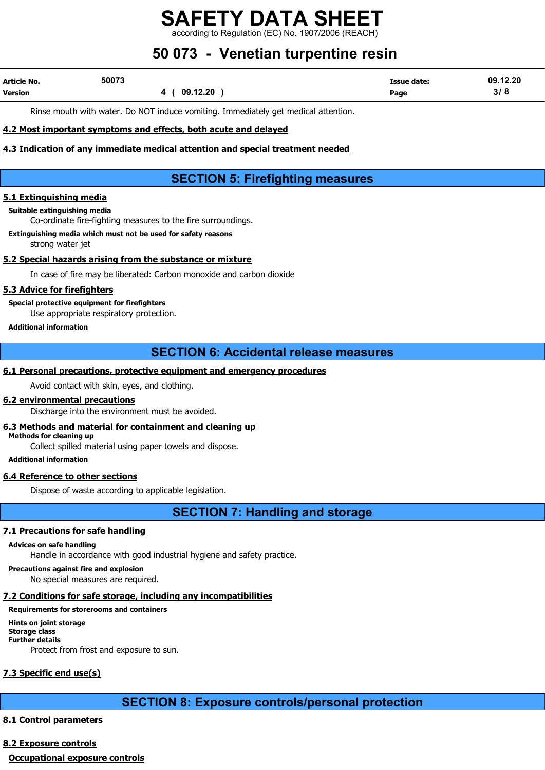Rinse mouth with water. Do NOT induce vomiting. Immediately get medical attention.

### 4.2 Most important symptoms and effects, both acute and delayed

### 4.3 Indication of any immediate medical attention and special treatment needed

## SECTION 5: Firefighting measures

### 5.1 Extinguishing media

**Suitable extinguishing media**

Co-ordinate fire-fighting measures to the fire surroundings.

**Extinguishing media which must not be used for safety reasons**

strong water jet

### 5.2 Special hazards arising from the substance or mixture

In case of fire may be liberated: Carbon monoxide and carbon dioxide

### 5.3 Advice for firefighters

**Special protective equipment for firefighters**

Use appropriate respiratory protection.

**Additional information**

## SECTION 6: Accidental release measures

### 6.1 Personal precautions, protective equipment and emergency procedures

Avoid contact with skin, eyes, and clothing.

### 6.2 environmental precautions

Discharge into the environment must be avoided.

### 6.3 Methods and material for containment and cleaning up

**Methods for cleaning up**

Collect spilled material using paper towels and dispose.

**Additional information**

### 6.4 Reference to other sections

Dispose of waste according to applicable legislation.

## SECTION 7: Handling and storage

### 7.1 Precautions for safe handling

**Advices on safe handling**

Handle in accordance with good industrial hygiene and safety practice.

**Precautions against fire and explosion**

No special measures are required.

### 7.2 Conditions for safe storage, including any incompatibilities

**Requirements for storerooms and containers**

**Hints on joint storage**

**Storage class**

**Further details**

Protect from frost and exposure to sun.

### 7.3 Specific end use(s)

## SECTION 8: Exposure controls/personal protection

### 8.1 Control parameters

### 8.2 Exposure controls

**Occupational exposure controls**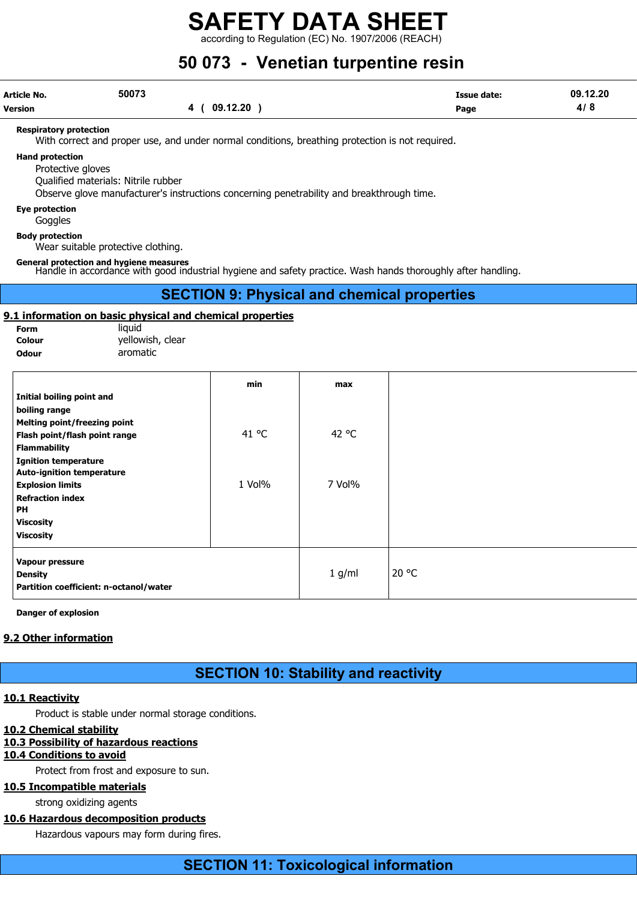**Respiratory protection**

With correct and proper use, and under normal conditions, breathing protection is not required.

**Hand protection**

Protective gloves

Qualified materials: Nitrile rubber

Observe glove manufacturer's instructions concerning penetrability and breakthrough time.

**Eye protection**

Goggles

**Body protection**

Wear suitable protective clothing.

**General protection and hygiene measures**

Handle in accordance with good industrial hygiene and safety practice. Wash hands thoroughly after handling.

## SECTION 9: Physical and chemical properties

### 9.1 information on basic physical and chemical properties

| | |
|---|---|
| **Form** | liquid |
| **Colour** | yellowish, clear |
| **Odour** | aromatic |

| | min | max | |
|---|---|---|---|
| **Initial boiling point and boiling range** | | | |
| **Melting point/freezing point** | | | |
| **Flash point/flash point range** | 41 °C | 42 °C | |
| **Flammability** | | | |
| **Ignition temperature** | | | |
| **Auto-ignition temperature** | | | |
| **Explosion limits** | 1 Vol% | 7 Vol% | |
| **Refraction index** | | | |
| **PH** | | | |
| **Viscosity** | | | |
| **Viscosity** | | | |
| **Vapour pressure** | | | |
| **Density** | | 1 g/ml | 20 °C |
| **Partition coefficient: n-octanol/water** | | | |

**Danger of explosion**

### 9.2 Other information

## SECTION 10: Stability and reactivity

### 10.1 Reactivity

Product is stable under normal storage conditions.

### 10.2 Chemical stability

### 10.3 Possibility of hazardous reactions

### 10.4 Conditions to avoid

Protect from frost and exposure to sun.

### 10.5 Incompatible materials

strong oxidizing agents

### 10.6 Hazardous decomposition products

Hazardous vapours may form during fires.

## SECTION 11: Toxicological information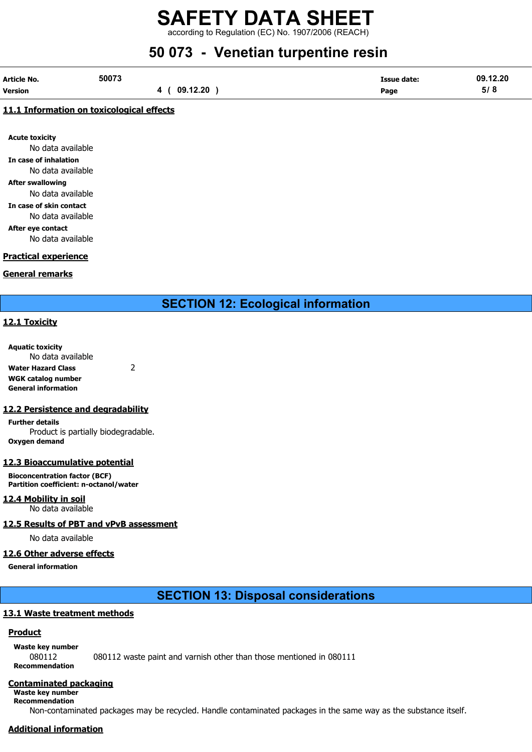### 11.1 Information on toxicological effects

**Acute toxicity**
No data available

**In case of inhalation**
No data available

**After swallowing**
No data available

**In case of skin contact**
No data available

**After eye contact**
No data available

### Practical experience

### General remarks

## SECTION 12: Ecological information

### 12.1 Toxicity

**Aquatic toxicity**
No data available

**Water Hazard Class** 2

**WGK catalog number**

**General information**

### 12.2 Persistence and degradability

**Further details**
Product is partially biodegradable.

**Oxygen demand**

### 12.3 Bioaccumulative potential

**Bioconcentration factor (BCF)**

**Partition coefficient: n-octanol/water**

### 12.4 Mobility in soil

No data available

### 12.5 Results of PBT and vPvB assessment

No data available

### 12.6 Other adverse effects

**General information**

## SECTION 13: Disposal considerations

### 13.1 Waste treatment methods

#### Product

**Waste key number**
080112 080112 waste paint and varnish other than those mentioned in 080111

**Recommendation**

#### Contaminated packaging

**Waste key number**

**Recommendation**
Non-contaminated packages may be recycled. Handle contaminated packages in the same way as the substance itself.

#### Additional information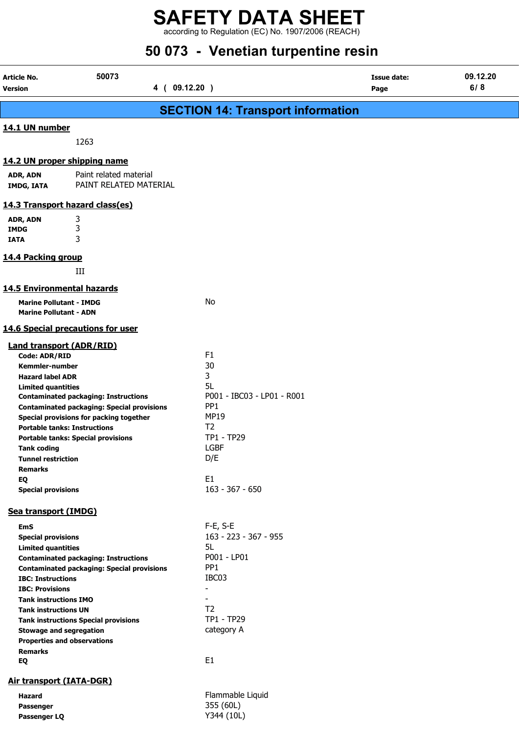## SECTION 14: Transport information

### 14.1 UN number

1263

### 14.2 UN proper shipping name

| | |
|---|---|
| **ADR, ADN** | Paint related material |
| **IMDG, IATA** | PAINT RELATED MATERIAL |

### 14.3 Transport hazard class(es)

| | |
|---|---|
| **ADR, ADN** | 3 |
| **IMDG** | 3 |
| **IATA** | 3 |

### 14.4 Packing group

III

### 14.5 Environmental hazards

| | |
|---|---|
| **Marine Pollutant - IMDG** | No |
| **Marine Pollutant - ADN** | |

### 14.6 Special precautions for user

#### Land transport (ADR/RID)

| | |
|---|---|
| **Code: ADR/RID** | F1 |
| **Kemmler-number** | 30 |
| **Hazard label ADR** | 3 |
| **Limited quantities** | 5L |
| **Contaminated packaging: Instructions** | P001 - IBC03 - LP01 - R001 |
| **Contaminated packaging: Special provisions** | PP1 |
| **Special provisions for packing together** | MP19 |
| **Portable tanks: Instructions** | T2 |
| **Portable tanks: Special provisions** | TP1 - TP29 |
| **Tank coding** | LGBF |
| **Tunnel restriction** | D/E |
| **Remarks** | |
| **EQ** | E1 |
| **Special provisions** | 163 - 367 - 650 |

#### Sea transport (IMDG)

| | |
|---|---|
| **EmS** | F-E, S-E |
| **Special provisions** | 163 - 223 - 367 - 955 |
| **Limited quantities** | 5L |
| **Contaminated packaging: Instructions** | P001 - LP01 |
| **Contaminated packaging: Special provisions** | PP1 |
| **IBC: Instructions** | IBC03 |
| **IBC: Provisions** | - |
| **Tank instructions IMO** | - |
| **Tank instructions UN** | T2 |
| **Tank instructions Special provisions** | TP1 - TP29 |
| **Stowage and segregation** | category A |
| **Properties and observations** | |
| **Remarks** | |
| **EQ** | E1 |

#### Air transport (IATA-DGR)

| | |
|---|---|
| **Hazard** | Flammable Liquid |
| **Passenger** | 355 (60L) |
| **Passenger LQ** | Y344 (10L) |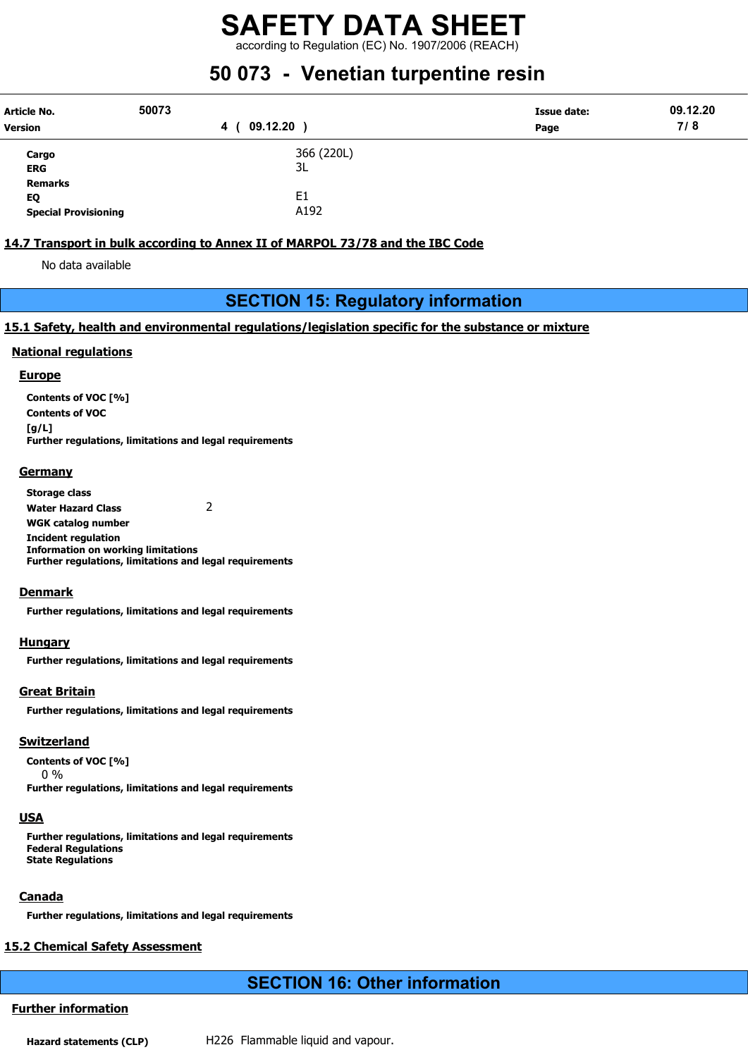| | |
|---|---|
| **Cargo** | 366 (220L) |
| **ERG** | 3L |
| **Remarks** | |
| **EQ** | E1 |
| **Special Provisioning** | A192 |

## 14.7 Transport in bulk according to Annex II of MARPOL 73/78 and the IBC Code

No data available

# SECTION 15: Regulatory information

## 15.1 Safety, health and environmental regulations/legislation specific for the substance or mixture

### National regulations

#### Europe

**Contents of VOC [%]**

**Contents of VOC [g/L]**

**Further regulations, limitations and legal requirements**

#### Germany

**Storage class**

**Water Hazard Class** 2

**WGK catalog number**

**Incident regulation**

**Information on working limitations**

**Further regulations, limitations and legal requirements**

#### Denmark

**Further regulations, limitations and legal requirements**

#### Hungary

**Further regulations, limitations and legal requirements**

#### Great Britain

**Further regulations, limitations and legal requirements**

#### Switzerland

**Contents of VOC [%]**

0 %

**Further regulations, limitations and legal requirements**

#### USA

**Further regulations, limitations and legal requirements**

**Federal Regulations**

**State Regulations**

#### Canada

**Further regulations, limitations and legal requirements**

## 15.2 Chemical Safety Assessment

# SECTION 16: Other information

### Further information

**Hazard statements (CLP)** H226 Flammable liquid and vapour.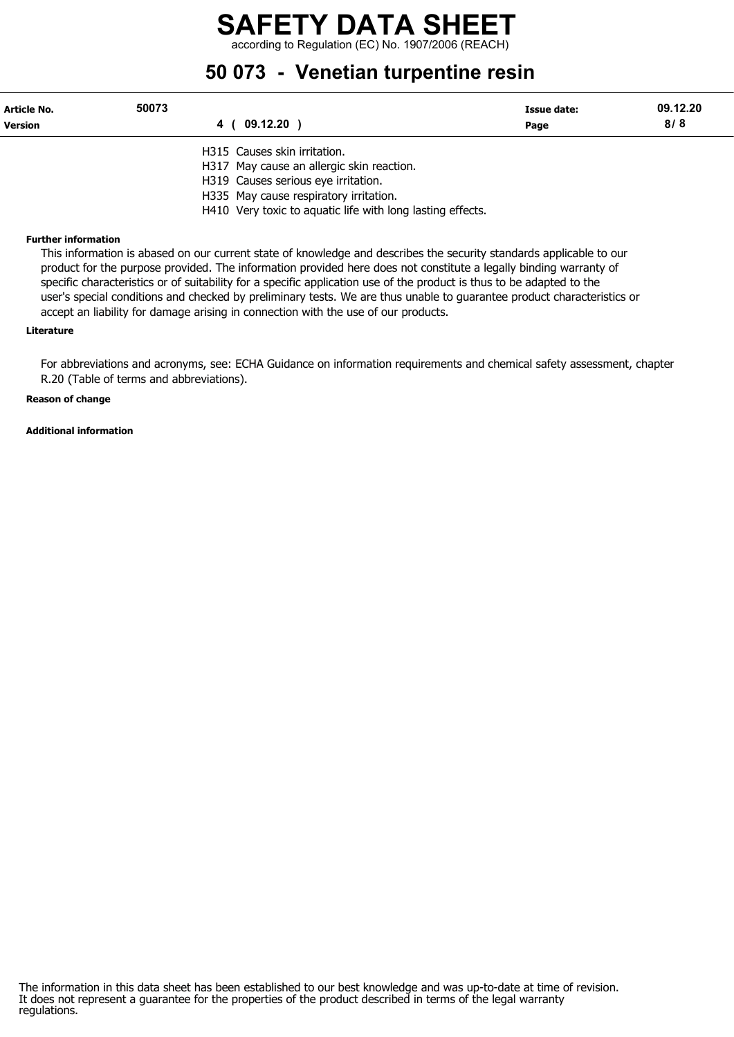H315 Causes skin irritation.
H317 May cause an allergic skin reaction.
H319 Causes serious eye irritation.
H335 May cause respiratory irritation.
H410 Very toxic to aquatic life with long lasting effects.

**Further information**

This information is abased on our current state of knowledge and describes the security standards applicable to our product for the purpose provided. The information provided here does not constitute a legally binding warranty of specific characteristics or of suitability for a specific application use of the product is thus to be adapted to the user's special conditions and checked by preliminary tests. We are thus unable to guarantee product characteristics or accept an liability for damage arising in connection with the use of our products.

**Literature**

For abbreviations and acronyms, see: ECHA Guidance on information requirements and chemical safety assessment, chapter R.20 (Table of terms and abbreviations).

**Reason of change**

**Additional information**

The information in this data sheet has been established to our best knowledge and was up-to-date at time of revision. It does not represent a guarantee for the properties of the product described in terms of the legal warranty regulations.